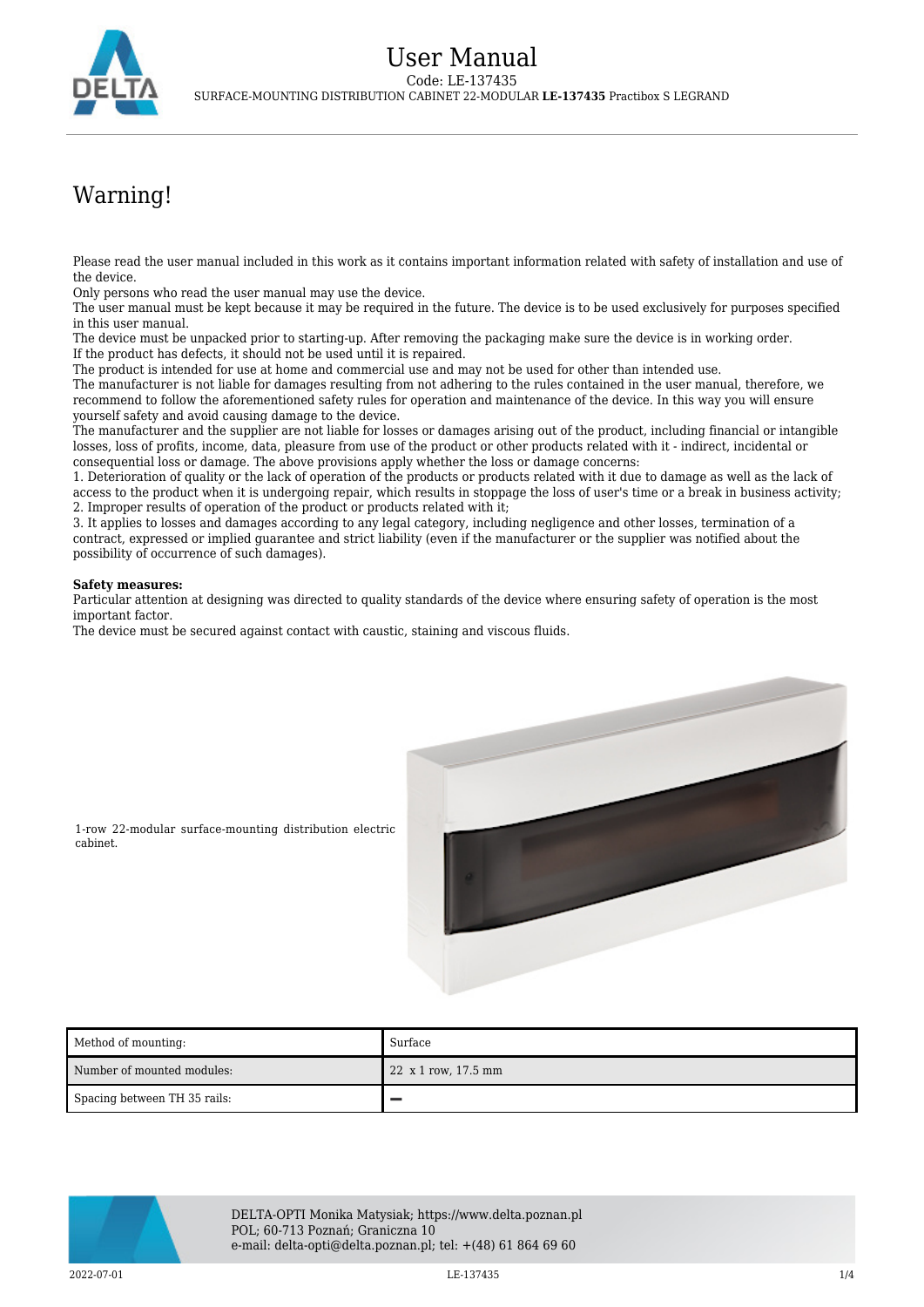# User Manual

Code: LE-137435

SURFACE-MOUNTING DISTRIBUTION CABINET 22-MODULAR **LE-137435** Practibox S LEGRAND

## Warning!

Please read the user manual included in this work as it contains important information related with safety of installation and use of the device.
Only persons who read the user manual may use the device.
The user manual must be kept because it may be required in the future. The device is to be used exclusively for purposes specified in this user manual.
The device must be unpacked prior to starting-up. After removing the packaging make sure the device is in working order.
If the product has defects, it should not be used until it is repaired.
The product is intended for use at home and commercial use and may not be used for other than intended use.
The manufacturer is not liable for damages resulting from not adhering to the rules contained in the user manual, therefore, we recommend to follow the aforementioned safety rules for operation and maintenance of the device. In this way you will ensure yourself safety and avoid causing damage to the device.
The manufacturer and the supplier are not liable for losses or damages arising out of the product, including financial or intangible losses, loss of profits, income, data, pleasure from use of the product or other products related with it - indirect, incidental or consequential loss or damage. The above provisions apply whether the loss or damage concerns:
1. Deterioration of quality or the lack of operation of the products or products related with it due to damage as well as the lack of access to the product when it is undergoing repair, which results in stoppage the loss of user's time or a break in business activity;
2. Improper results of operation of the product or products related with it;
3. It applies to losses and damages according to any legal category, including negligence and other losses, termination of a contract, expressed or implied guarantee and strict liability (even if the manufacturer or the supplier was notified about the possibility of occurrence of such damages).

**Safety measures:**
Particular attention at designing was directed to quality standards of the device where ensuring safety of operation is the most important factor.
The device must be secured against contact with caustic, staining and viscous fluids.

1-row 22-modular surface-mounting distribution electric cabinet.

| Method of mounting: | Surface |
|---|---|
| Number of mounted modules: | 22 x 1 row, 17.5 mm |
| Spacing between TH 35 rails: | – |

DELTA-OPTI Monika Matysiak; https://www.delta.poznan.pl
POL; 60-713 Poznań; Graniczna 10
e-mail: delta-opti@delta.poznan.pl; tel: +(48) 61 864 69 60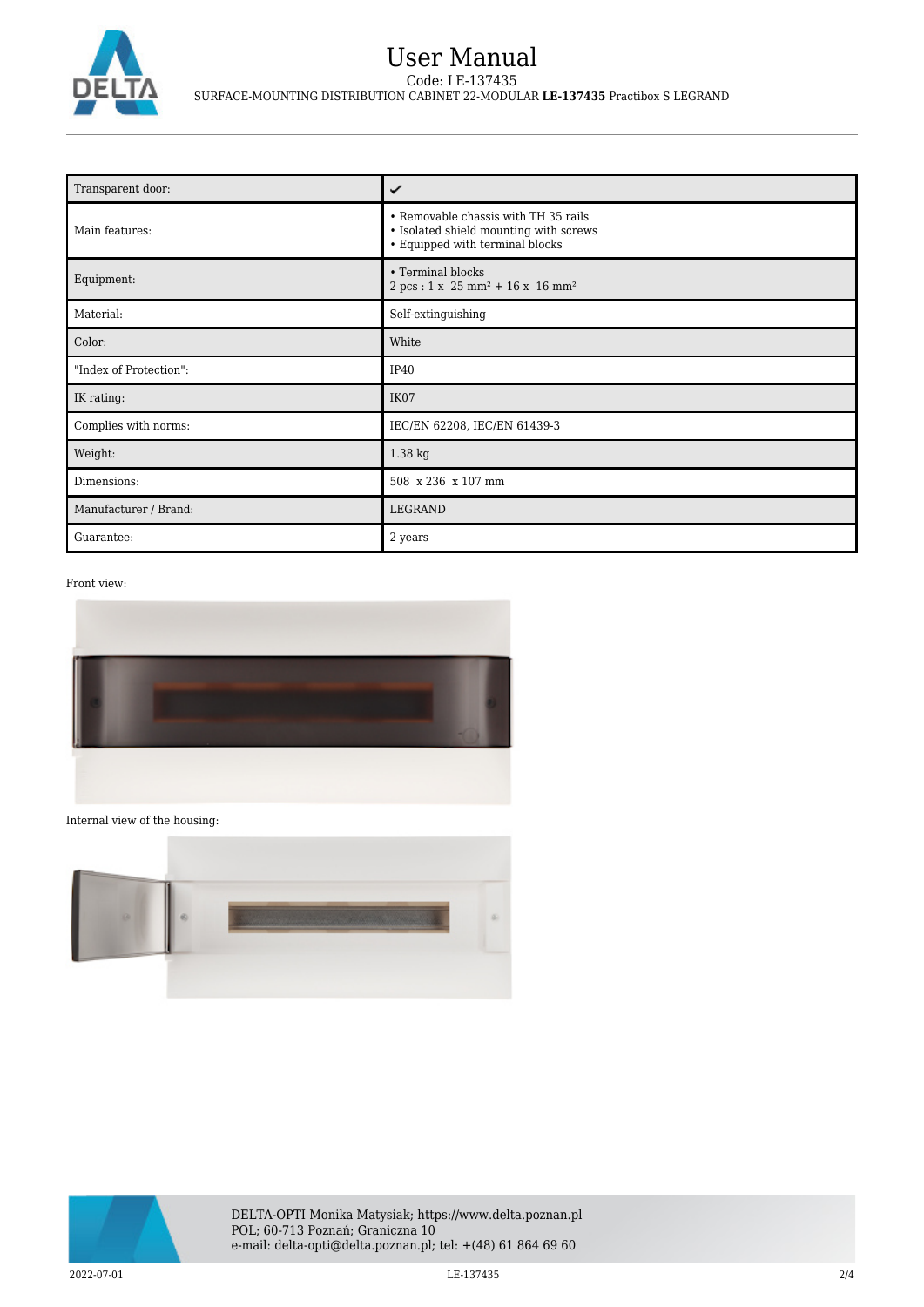# User Manual

Code: LE-137435

SURFACE-MOUNTING DISTRIBUTION CABINET 22-MODULAR **LE-137435** Practibox S LEGRAND

| Transparent door: | ✔ |
|---|---|
| Main features: | • Removable chassis with TH 35 rails<br>• Isolated shield mounting with screws<br>• Equipped with terminal blocks |
| Equipment: | • Terminal blocks<br>2 pcs : 1 x 25 mm² + 16 x 16 mm² |
| Material: | Self-extinguishing |
| Color: | White |
| "Index of Protection": | IP40 |
| IK rating: | IK07 |
| Complies with norms: | IEC/EN 62208, IEC/EN 61439-3 |
| Weight: | 1.38 kg |
| Dimensions: | 508 x 236 x 107 mm |
| Manufacturer / Brand: | LEGRAND |
| Guarantee: | 2 years |

Front view:

Internal view of the housing:

DELTA-OPTI Monika Matysiak; https://www.delta.poznan.pl
POL; 60-713 Poznań; Graniczna 10
e-mail: delta-opti@delta.poznan.pl; tel: +(48) 61 864 69 60

2022-07-01 LE-137435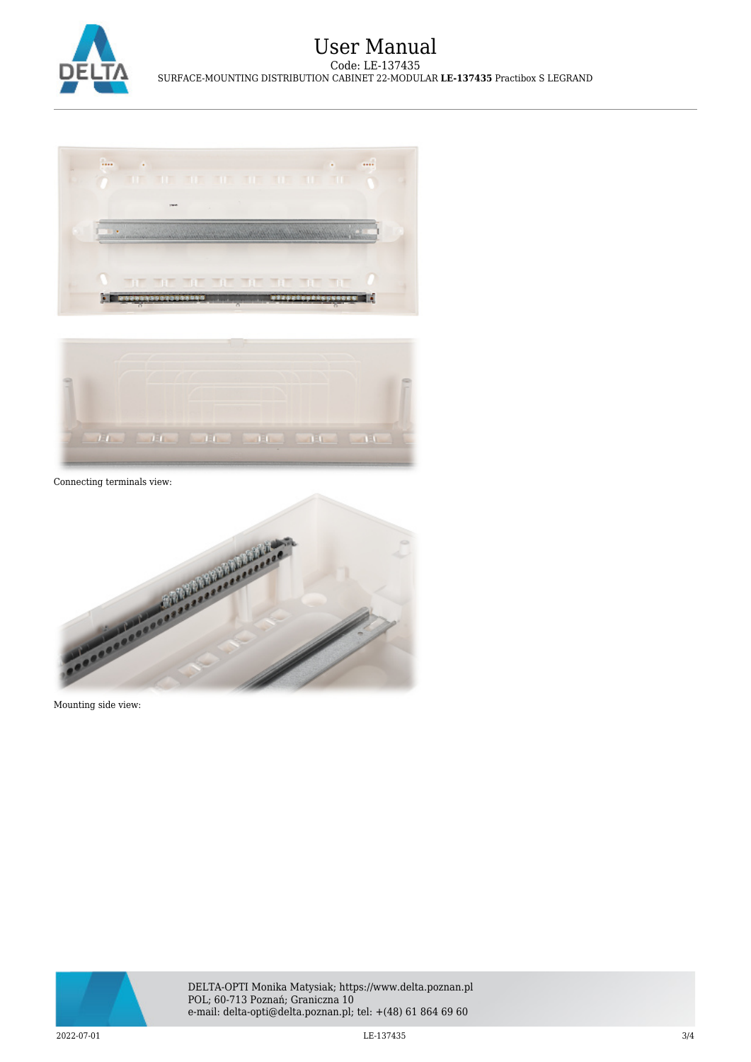Connecting terminals view:

Mounting side view: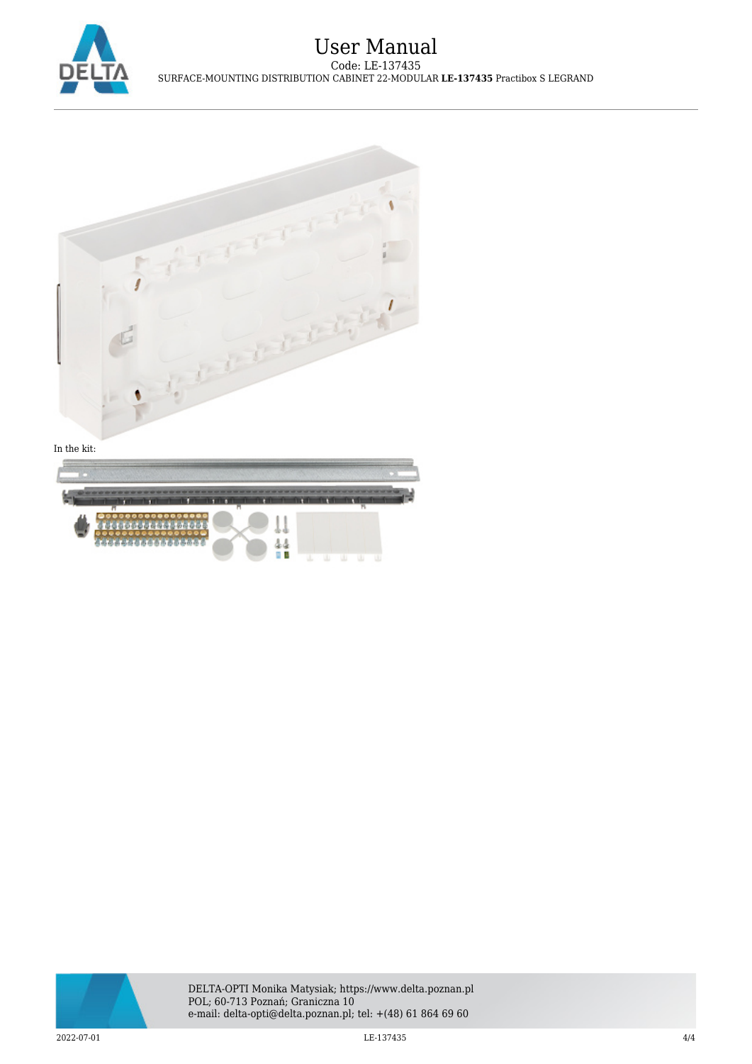In the kit: